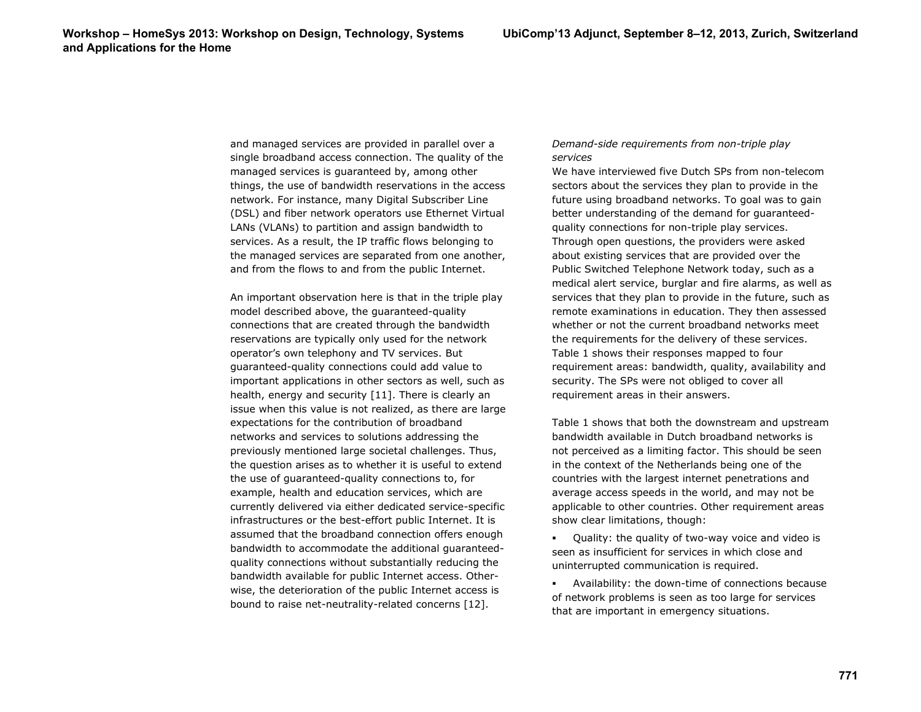and managed services are provided in parallel over a single broadband access connection. The quality of the managed services is guaranteed by, among other things, the use of bandwidth reservations in the access network. For instance, many Digital Subscriber Line (DSL) and fiber network operators use Ethernet Virtual LANs (VLANs) to partition and assign bandwidth to services. As a result, the IP traffic flows belonging to the managed services are separated from one another, and from the flows to and from the public Internet.

An important observation here is that in the triple play model described above, the guaranteed-quality connections that are created through the bandwidth reservations are typically only used for the network operator's own telephony and TV services. But guaranteed-quality connections could add value to important applications in other sectors as well, such as health, energy and security [11]. There is clearly an issue when this value is not realized, as there are large expectations for the contribution of broadband networks and services to solutions addressing the previously mentioned large societal challenges. Thus, the question arises as to whether it is useful to extend the use of guaranteed-quality connections to, for example, health and education services, which are currently delivered via either dedicated service-specific infrastructures or the best-effort public Internet. It is assumed that the broadband connection offers enough bandwidth to accommodate the additional guaranteed-quality connections without substantially reducing the bandwidth available for public Internet access. Otherwise, the deterioration of the public Internet access is bound to raise net-neutrality-related concerns [12].

*Demand-side requirements from non-triple play services*

We have interviewed five Dutch SPs from non-telecom sectors about the services they plan to provide in the future using broadband networks. To goal was to gain better understanding of the demand for guaranteed-quality connections for non-triple play services. Through open questions, the providers were asked about existing services that are provided over the Public Switched Telephone Network today, such as a medical alert service, burglar and fire alarms, as well as services that they plan to provide in the future, such as remote examinations in education. They then assessed whether or not the current broadband networks meet the requirements for the delivery of these services. Table 1 shows their responses mapped to four requirement areas: bandwidth, quality, availability and security. The SPs were not obliged to cover all requirement areas in their answers.

Table 1 shows that both the downstream and upstream bandwidth available in Dutch broadband networks is not perceived as a limiting factor. This should be seen in the context of the Netherlands being one of the countries with the largest internet penetrations and average access speeds in the world, and may not be applicable to other countries. Other requirement areas show clear limitations, though:

- Quality: the quality of two-way voice and video is seen as insufficient for services in which close and uninterrupted communication is required.
- Availability: the down-time of connections because of network problems is seen as too large for services that are important in emergency situations.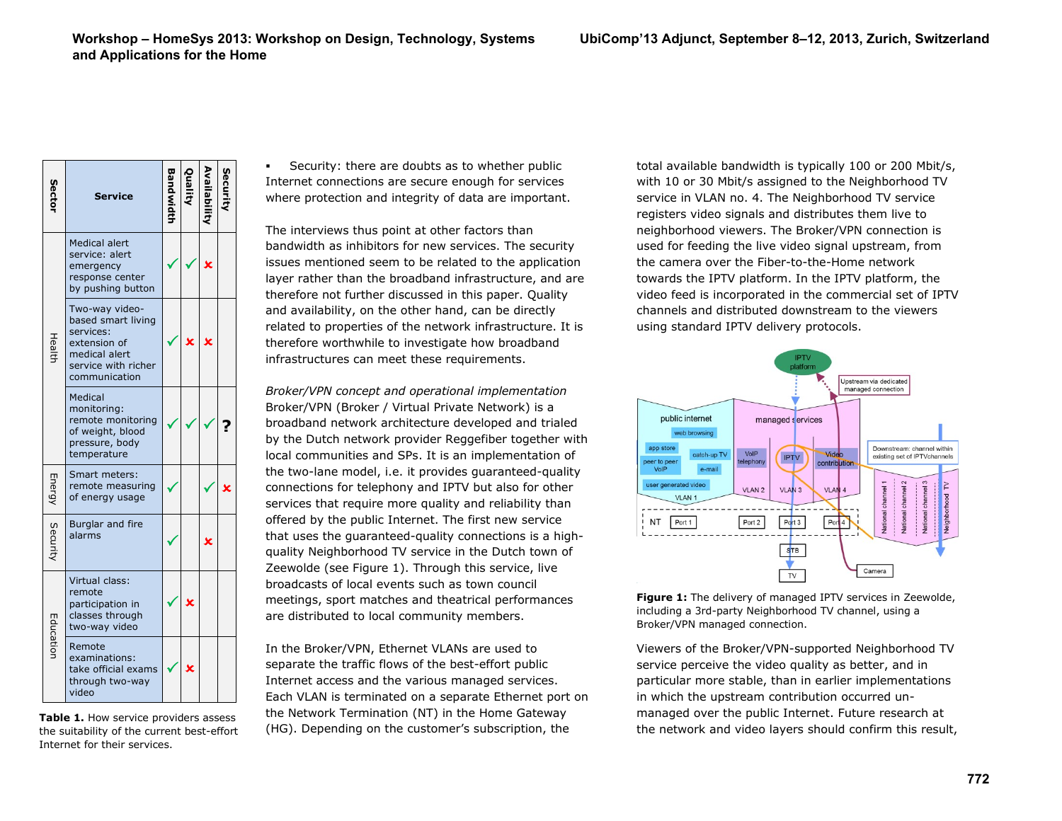| Sector | Service | Bandwidth | Quality | Availability | Security |
|---|---|---|---|---|---|
| Health | Medical alert service: alert emergency response center by pushing button | ✓ | ✓ | ✗ | |
| | Two-way video-based smart living services: extension of medical alert service with richer communication | ✓ | ✗ | ✗ | |
| | Medical monitoring: remote monitoring of weight, blood pressure, body temperature | ✓ | ✓ | ✓ | ? |
| Energy | Smart meters: remote measuring of energy usage | ✓ | | ✓ | ✗ |
| Security | Burglar and fire alarms | ✓ | | ✗ | |
| Education | Virtual class: remote participation in classes through two-way video | ✓ | ✗ | | |
| | Remote examinations: take official exams through two-way video | ✓ | ✗ | | |

**Table 1.** How service providers assess the suitability of the current best-effort Internet for their services.

- Security: there are doubts as to whether public Internet connections are secure enough for services where protection and integrity of data are important.

The interviews thus point at other factors than bandwidth as inhibitors for new services. The security issues mentioned seem to be related to the application layer rather than the broadband infrastructure, and are therefore not further discussed in this paper. Quality and availability, on the other hand, can be directly related to properties of the network infrastructure. It is therefore worthwhile to investigate how broadband infrastructures can meet these requirements.

*Broker/VPN concept and operational implementation*

Broker/VPN (Broker / Virtual Private Network) is a broadband network architecture developed and trialed by the Dutch network provider Reggefiber together with local communities and SPs. It is an implementation of the two-lane model, i.e. it provides guaranteed-quality connections for telephony and IPTV but also for other services that require more quality and reliability than offered by the public Internet. The first new service that uses the guaranteed-quality connections is a high-quality Neighborhood TV service in the Dutch town of Zeewolde (see Figure 1). Through this service, live broadcasts of local events such as town council meetings, sport matches and theatrical performances are distributed to local community members.

In the Broker/VPN, Ethernet VLANs are used to separate the traffic flows of the best-effort public Internet access and the various managed services. Each VLAN is terminated on a separate Ethernet port on the Network Termination (NT) in the Home Gateway (HG). Depending on the customer's subscription, the total available bandwidth is typically 100 or 200 Mbit/s, with 10 or 30 Mbit/s assigned to the Neighborhood TV service in VLAN no. 4. The Neighborhood TV service registers video signals and distributes them live to neighborhood viewers. The Broker/VPN connection is used for feeding the live video signal upstream, from the camera over the Fiber-to-the-Home network towards the IPTV platform. In the IPTV platform, the video feed is incorporated in the commercial set of IPTV channels and distributed downstream to the viewers using standard IPTV delivery protocols.

IPTV platform
Upstream via dedicated managed connection
public internet
managed services
web browsing
app store
catch-up TV
peer to peer VoIP
e-mail
user generated video
VLAN 1
VoIP telephony
IPTV
Video contribution
VLAN 2
VLAN 3
VLAN 4
Downstream: channel within existing set of IPTVchannels
National channel 1
National channel 2
National channel 3
Neighborhood TV
NT
Port 1
Port 2
Port 3
Port 4
STB
TV
Camera

**Figure 1:** The delivery of managed IPTV services in Zeewolde, including a 3rd-party Neighborhood TV channel, using a Broker/VPN managed connection.

Viewers of the Broker/VPN-supported Neighborhood TV service perceive the video quality as better, and in particular more stable, than in earlier implementations in which the upstream contribution occurred un-managed over the public Internet. Future research at the network and video layers should confirm this result,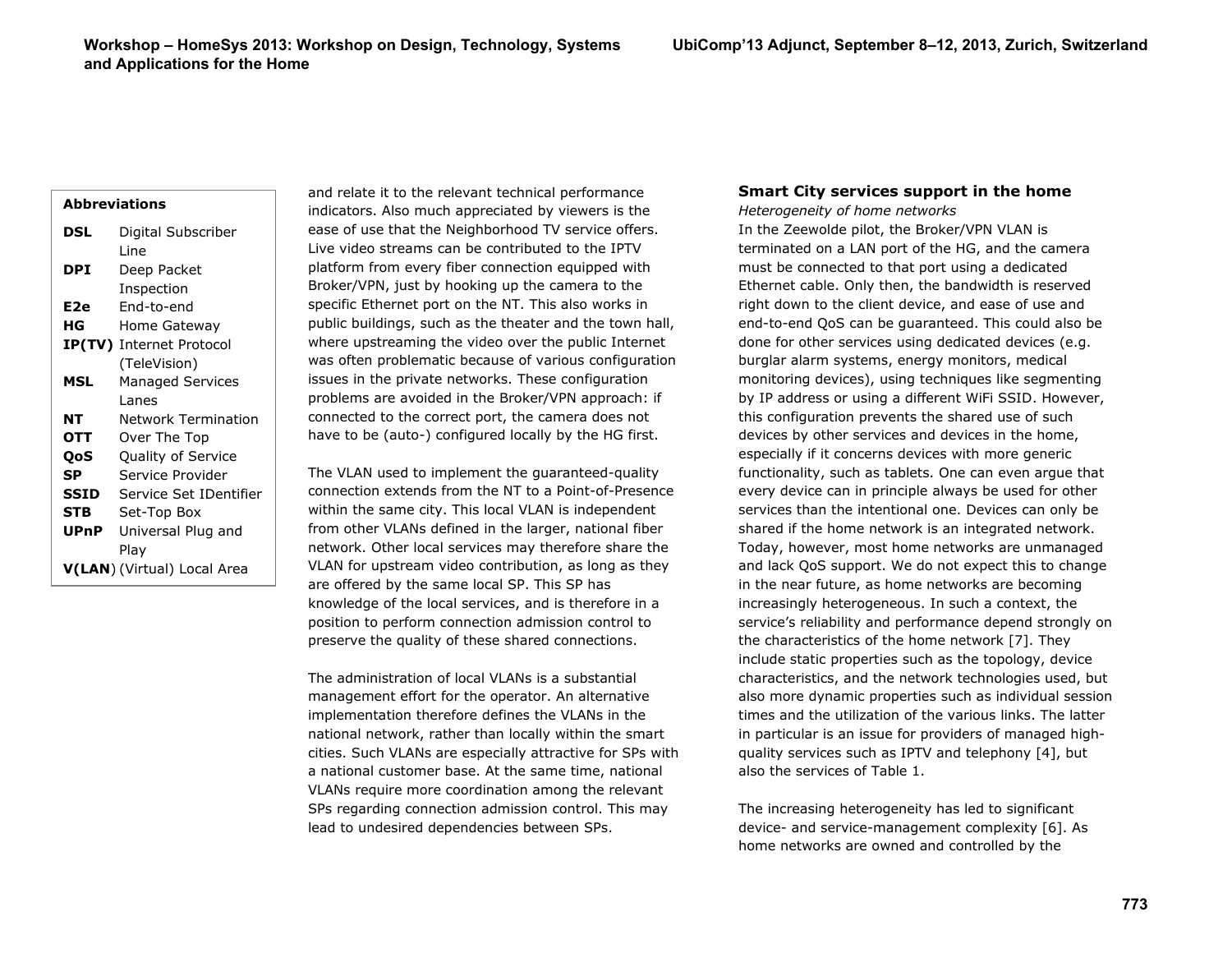**Abbreviations**

| | |
|---|---|
| **DSL** | Digital Subscriber Line |
| **DPI** | Deep Packet Inspection |
| **E2e** | End-to-end |
| **HG** | Home Gateway |
| **IP(TV)** | Internet Protocol (TeleVision) |
| **MSL** | Managed Services Lanes |
| **NT** | Network Termination |
| **OTT** | Over The Top |
| **QoS** | Quality of Service |
| **SP** | Service Provider |
| **SSID** | Service Set IDentifier |
| **STB** | Set-Top Box |
| **UPnP** | Universal Plug and Play |
| **V(LAN)** | (Virtual) Local Area |

and relate it to the relevant technical performance indicators. Also much appreciated by viewers is the ease of use that the Neighborhood TV service offers. Live video streams can be contributed to the IPTV platform from every fiber connection equipped with Broker/VPN, just by hooking up the camera to the specific Ethernet port on the NT. This also works in public buildings, such as the theater and the town hall, where upstreaming the video over the public Internet was often problematic because of various configuration issues in the private networks. These configuration problems are avoided in the Broker/VPN approach: if connected to the correct port, the camera does not have to be (auto-) configured locally by the HG first.

The VLAN used to implement the guaranteed-quality connection extends from the NT to a Point-of-Presence within the same city. This local VLAN is independent from other VLANs defined in the larger, national fiber network. Other local services may therefore share the VLAN for upstream video contribution, as long as they are offered by the same local SP. This SP has knowledge of the local services, and is therefore in a position to perform connection admission control to preserve the quality of these shared connections.

The administration of local VLANs is a substantial management effort for the operator. An alternative implementation therefore defines the VLANs in the national network, rather than locally within the smart cities. Such VLANs are especially attractive for SPs with a national customer base. At the same time, national VLANs require more coordination among the relevant SPs regarding connection admission control. This may lead to undesired dependencies between SPs.

## Smart City services support in the home

*Heterogeneity of home networks*

In the Zeewolde pilot, the Broker/VPN VLAN is terminated on a LAN port of the HG, and the camera must be connected to that port using a dedicated Ethernet cable. Only then, the bandwidth is reserved right down to the client device, and ease of use and end-to-end QoS can be guaranteed. This could also be done for other services using dedicated devices (e.g. burglar alarm systems, energy monitors, medical monitoring devices), using techniques like segmenting by IP address or using a different WiFi SSID. However, this configuration prevents the shared use of such devices by other services and devices in the home, especially if it concerns devices with more generic functionality, such as tablets. One can even argue that every device can in principle always be used for other services than the intentional one. Devices can only be shared if the home network is an integrated network. Today, however, most home networks are unmanaged and lack QoS support. We do not expect this to change in the near future, as home networks are becoming increasingly heterogeneous. In such a context, the service's reliability and performance depend strongly on the characteristics of the home network [7]. They include static properties such as the topology, device characteristics, and the network technologies used, but also more dynamic properties such as individual session times and the utilization of the various links. The latter in particular is an issue for providers of managed high-quality services such as IPTV and telephony [4], but also the services of Table 1.

The increasing heterogeneity has led to significant device- and service-management complexity [6]. As home networks are owned and controlled by the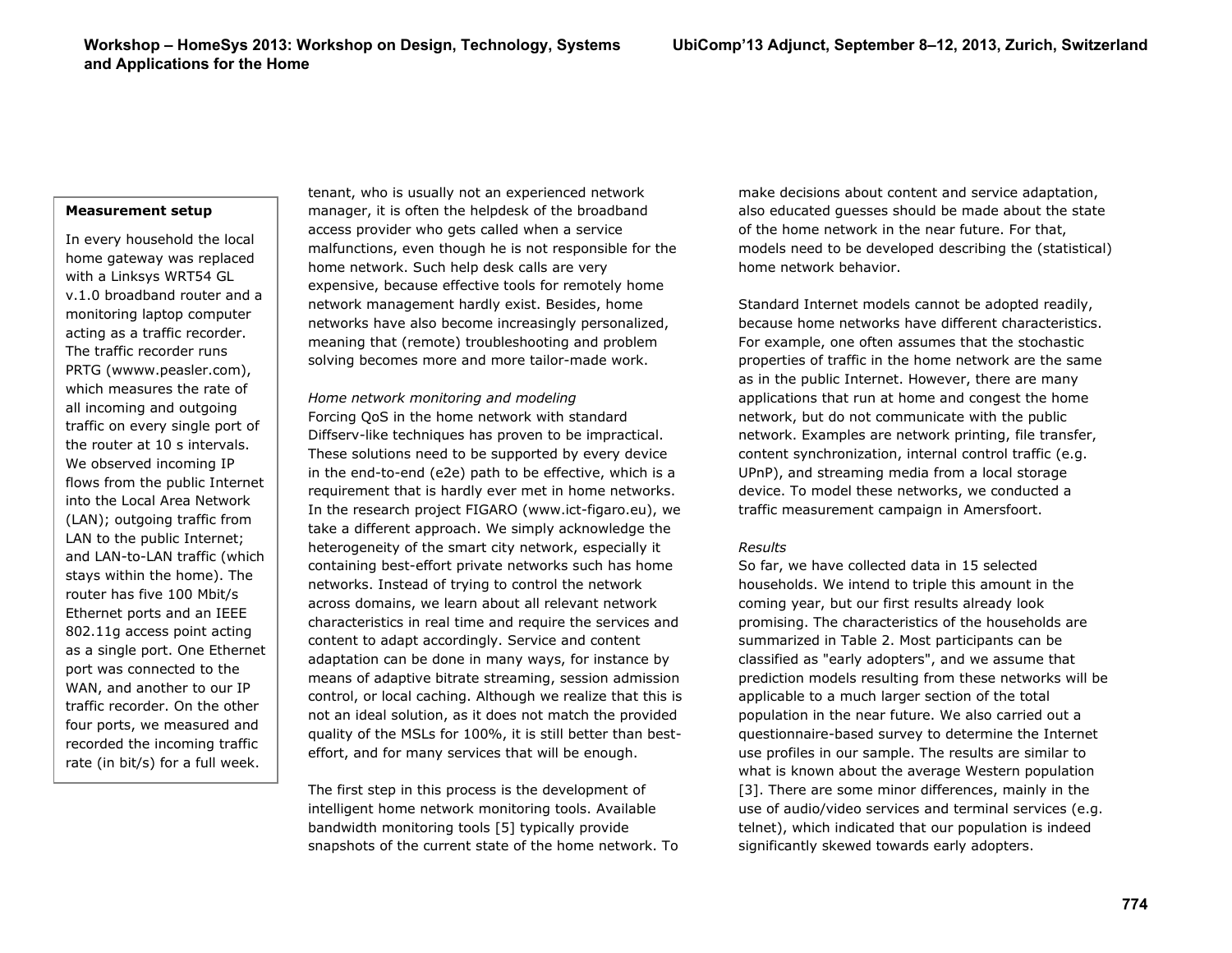**Measurement setup**

In every household the local home gateway was replaced with a Linksys WRT54 GL v.1.0 broadband router and a monitoring laptop computer acting as a traffic recorder. The traffic recorder runs PRTG (wwww.peasler.com), which measures the rate of all incoming and outgoing traffic on every single port of the router at 10 s intervals. We observed incoming IP flows from the public Internet into the Local Area Network (LAN); outgoing traffic from LAN to the public Internet; and LAN-to-LAN traffic (which stays within the home). The router has five 100 Mbit/s Ethernet ports and an IEEE 802.11g access point acting as a single port. One Ethernet port was connected to the WAN, and another to our IP traffic recorder. On the other four ports, we measured and recorded the incoming traffic rate (in bit/s) for a full week.

tenant, who is usually not an experienced network manager, it is often the helpdesk of the broadband access provider who gets called when a service malfunctions, even though he is not responsible for the home network. Such help desk calls are very expensive, because effective tools for remotely home network management hardly exist. Besides, home networks have also become increasingly personalized, meaning that (remote) troubleshooting and problem solving becomes more and more tailor-made work.

*Home network monitoring and modeling*

Forcing QoS in the home network with standard Diffserv-like techniques has proven to be impractical. These solutions need to be supported by every device in the end-to-end (e2e) path to be effective, which is a requirement that is hardly ever met in home networks. In the research project FIGARO (www.ict-figaro.eu), we take a different approach. We simply acknowledge the heterogeneity of the smart city network, especially it containing best-effort private networks such has home networks. Instead of trying to control the network across domains, we learn about all relevant network characteristics in real time and require the services and content to adapt accordingly. Service and content adaptation can be done in many ways, for instance by means of adaptive bitrate streaming, session admission control, or local caching. Although we realize that this is not an ideal solution, as it does not match the provided quality of the MSLs for 100%, it is still better than best-effort, and for many services that will be enough.

The first step in this process is the development of intelligent home network monitoring tools. Available bandwidth monitoring tools [5] typically provide snapshots of the current state of the home network. To make decisions about content and service adaptation, also educated guesses should be made about the state of the home network in the near future. For that, models need to be developed describing the (statistical) home network behavior.

Standard Internet models cannot be adopted readily, because home networks have different characteristics. For example, one often assumes that the stochastic properties of traffic in the home network are the same as in the public Internet. However, there are many applications that run at home and congest the home network, but do not communicate with the public network. Examples are network printing, file transfer, content synchronization, internal control traffic (e.g. UPnP), and streaming media from a local storage device. To model these networks, we conducted a traffic measurement campaign in Amersfoort.

*Results*

So far, we have collected data in 15 selected households. We intend to triple this amount in the coming year, but our first results already look promising. The characteristics of the households are summarized in Table 2. Most participants can be classified as "early adopters", and we assume that prediction models resulting from these networks will be applicable to a much larger section of the total population in the near future. We also carried out a questionnaire-based survey to determine the Internet use profiles in our sample. The results are similar to what is known about the average Western population [3]. There are some minor differences, mainly in the use of audio/video services and terminal services (e.g. telnet), which indicated that our population is indeed significantly skewed towards early adopters.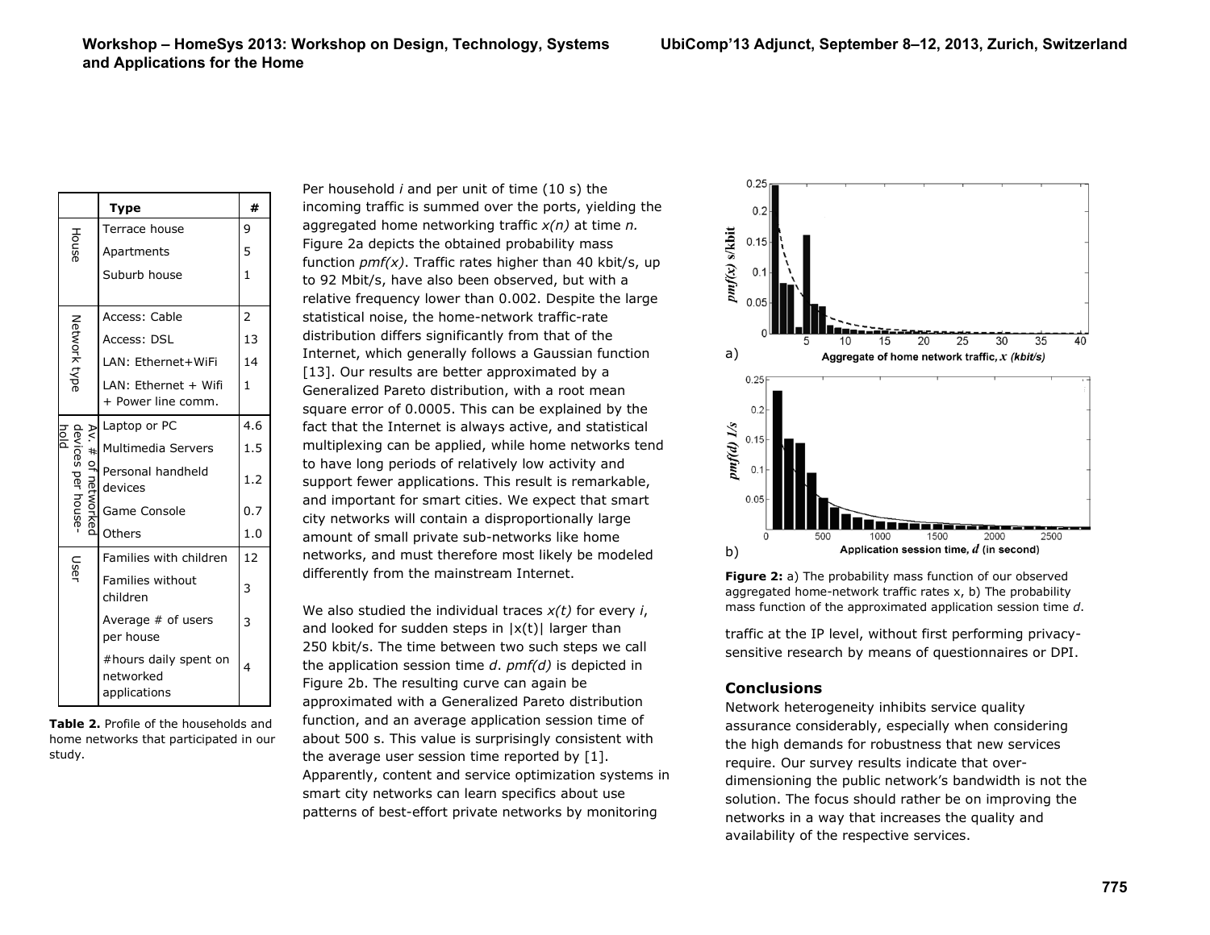| | Type | # |
|---|---|---|
| House | Terrace house | 9 |
| | Apartments | 5 |
| | Suburb house | 1 |
| Network type | Access: Cable | 2 |
| | Access: DSL | 13 |
| | LAN: Ethernet+WiFi | 14 |
| | LAN: Ethernet + Wifi + Power line comm. | 1 |
| Av. # of networked devices per house-hold | Laptop or PC | 4.6 |
| | Multimedia Servers | 1.5 |
| | Personal handheld devices | 1.2 |
| | Game Console | 0.7 |
| | Others | 1.0 |
| User | Families with children | 12 |
| | Families without children | 3 |
| | Average # of users per house | 3 |
| | #hours daily spent on networked applications | 4 |

**Table 2.** Profile of the households and home networks that participated in our study.

Per household *i* and per unit of time (10 s) the incoming traffic is summed over the ports, yielding the aggregated home networking traffic *x(n)* at time *n.* Figure 2a depicts the obtained probability mass function *pmf(x)*. Traffic rates higher than 40 kbit/s, up to 92 Mbit/s, have also been observed, but with a relative frequency lower than 0.002. Despite the large statistical noise, the home-network traffic-rate distribution differs significantly from that of the Internet, which generally follows a Gaussian function [13]. Our results are better approximated by a Generalized Pareto distribution, with a root mean square error of 0.0005. This can be explained by the fact that the Internet is always active, and statistical multiplexing can be applied, while home networks tend to have long periods of relatively low activity and support fewer applications. This result is remarkable, and important for smart cities. We expect that smart city networks will contain a disproportionally large amount of small private sub-networks like home networks, and must therefore most likely be modeled differently from the mainstream Internet.

We also studied the individual traces *x(t)* for every *i*, and looked for sudden steps in |x(t)| larger than 250 kbit/s. The time between two such steps we call the application session time *d*. *pmf(d)* is depicted in Figure 2b. The resulting curve can again be approximated with a Generalized Pareto distribution function, and an average application session time of about 500 s. This value is surprisingly consistent with the average user session time reported by [1]. Apparently, content and service optimization systems in smart city networks can learn specifics about use patterns of best-effort private networks by monitoring traffic at the IP level, without first performing privacy-sensitive research by means of questionnaires or DPI.

**Figure 2:** a) The probability mass function of our observed aggregated home-network traffic rates x, b) The probability mass function of the approximated application session time *d*.

## Conclusions

Network heterogeneity inhibits service quality assurance considerably, especially when considering the high demands for robustness that new services require. Our survey results indicate that over-dimensioning the public network's bandwidth is not the solution. The focus should rather be on improving the networks in a way that increases the quality and availability of the respective services.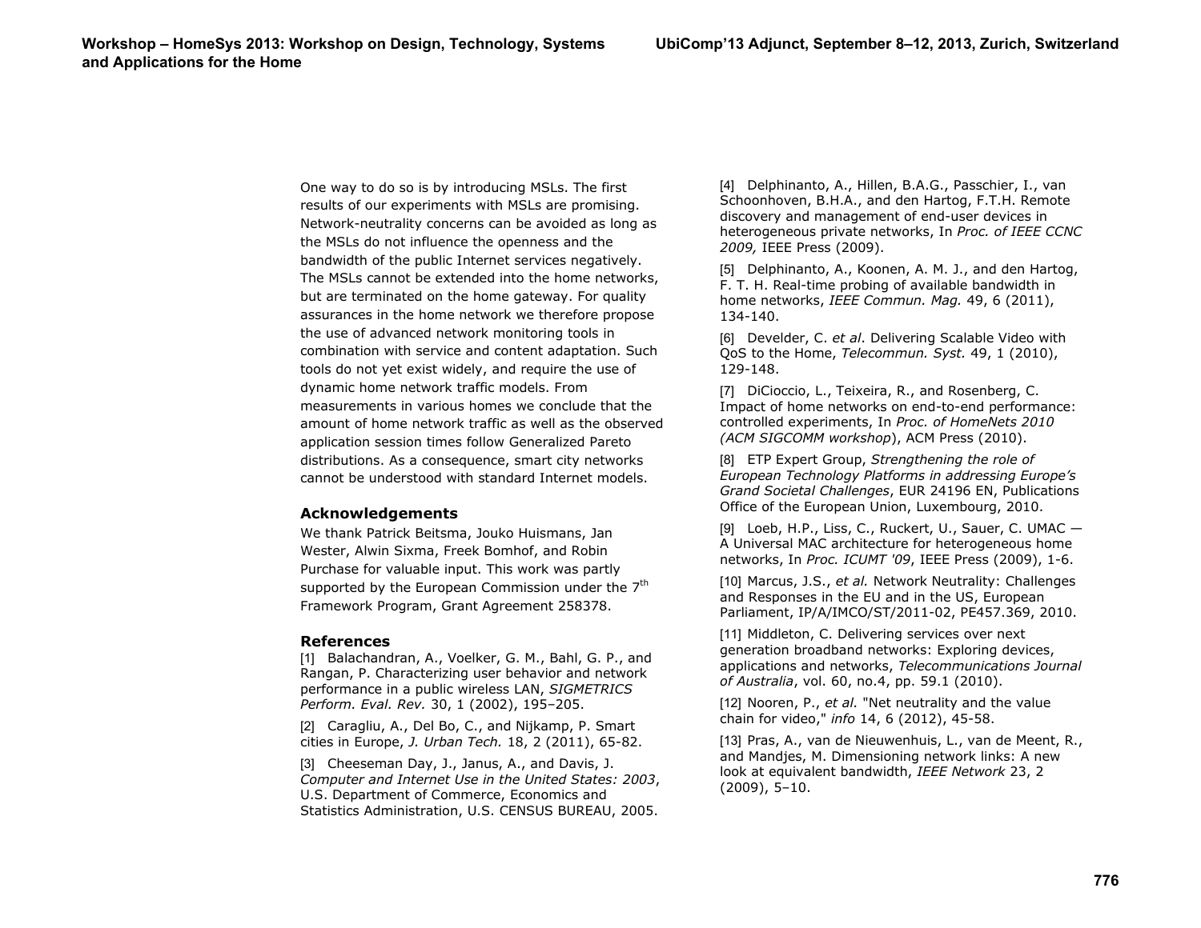One way to do so is by introducing MSLs. The first results of our experiments with MSLs are promising. Network-neutrality concerns can be avoided as long as the MSLs do not influence the openness and the bandwidth of the public Internet services negatively. The MSLs cannot be extended into the home networks, but are terminated on the home gateway. For quality assurances in the home network we therefore propose the use of advanced network monitoring tools in combination with service and content adaptation. Such tools do not yet exist widely, and require the use of dynamic home network traffic models. From measurements in various homes we conclude that the amount of home network traffic as well as the observed application session times follow Generalized Pareto distributions. As a consequence, smart city networks cannot be understood with standard Internet models.

### Acknowledgements

We thank Patrick Beitsma, Jouko Huismans, Jan Wester, Alwin Sixma, Freek Bomhof, and Robin Purchase for valuable input. This work was partly supported by the European Commission under the 7$^{th}$ Framework Program, Grant Agreement 258378.

### References

[1] Balachandran, A., Voelker, G. M., Bahl, G. P., and Rangan, P. Characterizing user behavior and network performance in a public wireless LAN, *SIGMETRICS Perform. Eval. Rev.* 30, 1 (2002), 195–205.

[2] Caragliu, A., Del Bo, C., and Nijkamp, P. Smart cities in Europe, *J. Urban Tech.* 18, 2 (2011), 65-82.

[3] Cheeseman Day, J., Janus, A., and Davis, J. *Computer and Internet Use in the United States: 2003*, U.S. Department of Commerce, Economics and Statistics Administration, U.S. CENSUS BUREAU, 2005.

[4] Delphinanto, A., Hillen, B.A.G., Passchier, I., van Schoonhoven, B.H.A., and den Hartog, F.T.H. Remote discovery and management of end-user devices in heterogeneous private networks, In *Proc. of IEEE CCNC 2009,* IEEE Press (2009).

[5] Delphinanto, A., Koonen, A. M. J., and den Hartog, F. T. H. Real-time probing of available bandwidth in home networks, *IEEE Commun. Mag.* 49, 6 (2011), 134-140.

[6] Develder, C. *et al*. Delivering Scalable Video with QoS to the Home, *Telecommun. Syst.* 49, 1 (2010), 129-148.

[7] DiCioccio, L., Teixeira, R., and Rosenberg, C. Impact of home networks on end-to-end performance: controlled experiments, In *Proc. of HomeNets 2010 (ACM SIGCOMM workshop*), ACM Press (2010).

[8] ETP Expert Group, *Strengthening the role of European Technology Platforms in addressing Europe's Grand Societal Challenges*, EUR 24196 EN, Publications Office of the European Union, Luxembourg, 2010.

[9] Loeb, H.P., Liss, C., Ruckert, U., Sauer, C. UMAC — A Universal MAC architecture for heterogeneous home networks, In *Proc. ICUMT '09*, IEEE Press (2009), 1-6.

[10] Marcus, J.S., *et al.* Network Neutrality: Challenges and Responses in the EU and in the US, European Parliament, IP/A/IMCO/ST/2011-02, PE457.369, 2010.

[11] Middleton, C. Delivering services over next generation broadband networks: Exploring devices, applications and networks, *Telecommunications Journal of Australia*, vol. 60, no.4, pp. 59.1 (2010).

[12] Nooren, P., *et al.* "Net neutrality and the value chain for video," *info* 14, 6 (2012), 45-58.

[13] Pras, A., van de Nieuwenhuis, L., van de Meent, R., and Mandjes, M. Dimensioning network links: A new look at equivalent bandwidth, *IEEE Network* 23, 2 (2009), 5–10.